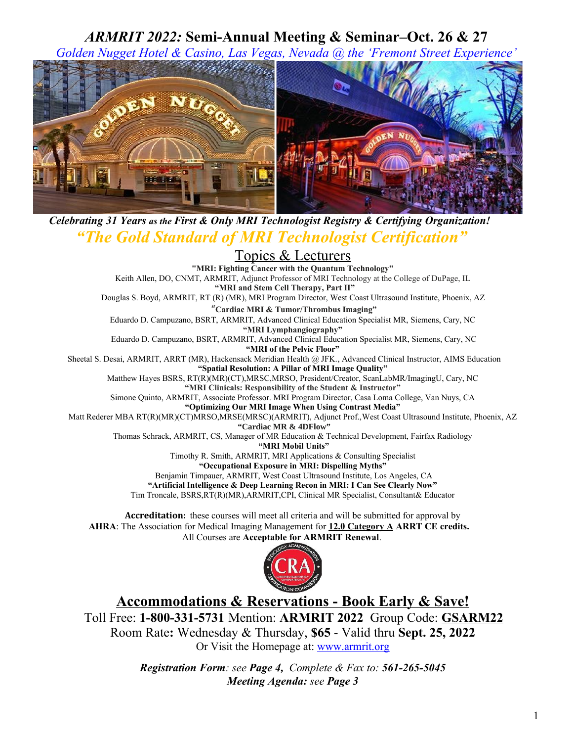# *ARMRIT 2022:* Semi-Annual Meeting & Seminar–Oct. 26 & 27

*Golden Nugget Hotel & Casino, Las Vegas, Nevada @ the 'Fremont Street Experience'*

***Celebrating 31 Years as the First & Only MRI Technologist Registry & Certifying Organization!***

## *"The Gold Standard of MRI Technologist Certification"*

## Topics & Lecturers

**"MRI: Fighting Cancer with the Quantum Technology"**
Keith Allen, DO, CNMT, ARMRIT, Adjunct Professor of MRI Technology at the College of DuPage, IL

**"MRI and Stem Cell Therapy, Part II"**
Douglas S. Boyd, ARMRIT, RT (R) (MR), MRI Program Director, West Coast Ultrasound Institute, Phoenix, AZ

**"Cardiac MRI & Tumor/Thrombus Imaging"**
Eduardo D. Campuzano, BSRT, ARMRIT, Advanced Clinical Education Specialist MR, Siemens, Cary, NC

**"MRI Lymphangiography"**
Eduardo D. Campuzano, BSRT, ARMRIT, Advanced Clinical Education Specialist MR, Siemens, Cary, NC

**"MRI of the Pelvic Floor"**
Sheetal S. Desai, ARMRIT, ARRT (MR), Hackensack Meridian Health @ JFK., Advanced Clinical Instructor, AIMS Education

**"Spatial Resolution: A Pillar of MRI Image Quality"**
Matthew Hayes BSRS, RT(R)(MR)(CT),MRSC,MRSO, President/Creator, ScanLabMR/ImagingU, Cary, NC

**"MRI Clinicals: Responsibility of the Student & Instructor"**
Simone Quinto, ARMRIT, Associate Professor. MRI Program Director, Casa Loma College, Van Nuys, CA

**"Optimizing Our MRI Image When Using Contrast Media"**
Matt Rederer MBA RT(R)(MR)(CT)MRSO,MRSE(MRSC)(ARMRIT), Adjunct Prof.,West Coast Ultrasound Institute, Phoenix, AZ

**"Cardiac MR & 4DFlow"**
Thomas Schrack, ARMRIT, CS, Manager of MR Education & Technical Development, Fairfax Radiology

**"MRI Mobil Units"**
Timothy R. Smith, ARMRIT, MRI Applications & Consulting Specialist

**"Occupational Exposure in MRI: Dispelling Myths"**
Benjamin Timpauer, ARMRIT, West Coast Ultrasound Institute, Los Angeles, CA

**"Artificial Intelligence & Deep Learning Recon in MRI: I Can See Clearly Now"**
Tim Troncale, BSRS,RT(R)(MR),ARMRIT,CPI, Clinical MR Specialist, Consultant& Educator

**Accreditation:** these courses will meet all criteria and will be submitted for approval by **AHRA**: The Association for Medical Imaging Management for **12.0 Category A ARRT CE credits.**
All Courses are **Acceptable for ARMRIT Renewal**.

## Accommodations & Reservations - Book Early & Save!

Toll Free: **1-800-331-5731** Mention: **ARMRIT 2022** Group Code: **GSARM22**
Room Rate**:** Wednesday & Thursday, **$65** - Valid thru **Sept. 25, 2022**
Or Visit the Homepage at: www.armrit.org

***Registration Form****: see* ***Page 4****, Complete & Fax to:* ***561-265-5045***
***Meeting Agenda:*** *see* ***Page 3***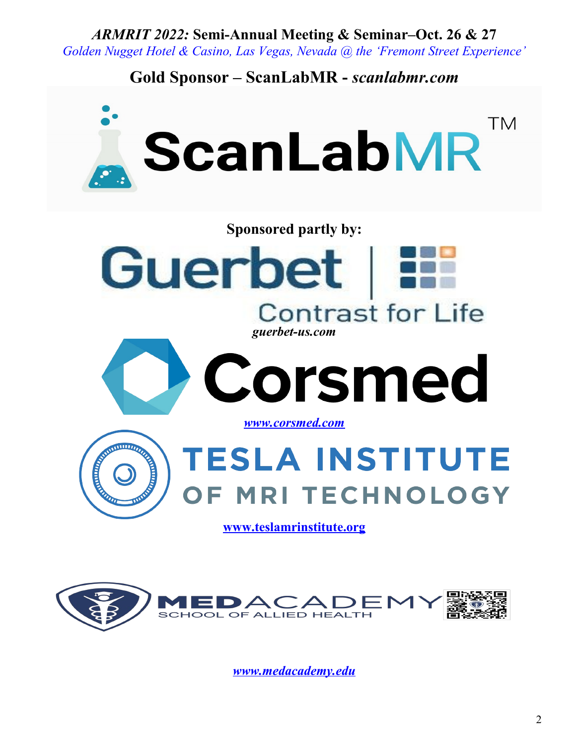***ARMRIT 2022:* Semi-Annual Meeting & Seminar–Oct. 26 & 27**

*Golden Nugget Hotel & Casino, Las Vegas, Nevada @ the 'Fremont Street Experience'*

## Gold Sponsor – ScanLabMR - *scanlabmr.com*

ScanLabMR™

**Sponsored partly by:**

Guerbet | Contrast for Life

***guerbet-us.com***

Corsmed

***www.corsmed.com***

TESLA INSTITUTE OF MRI TECHNOLOGY

**www.teslamrinstitute.org**

MEDACADEMY SCHOOL OF ALLIED HEALTH

***www.medacademy.edu***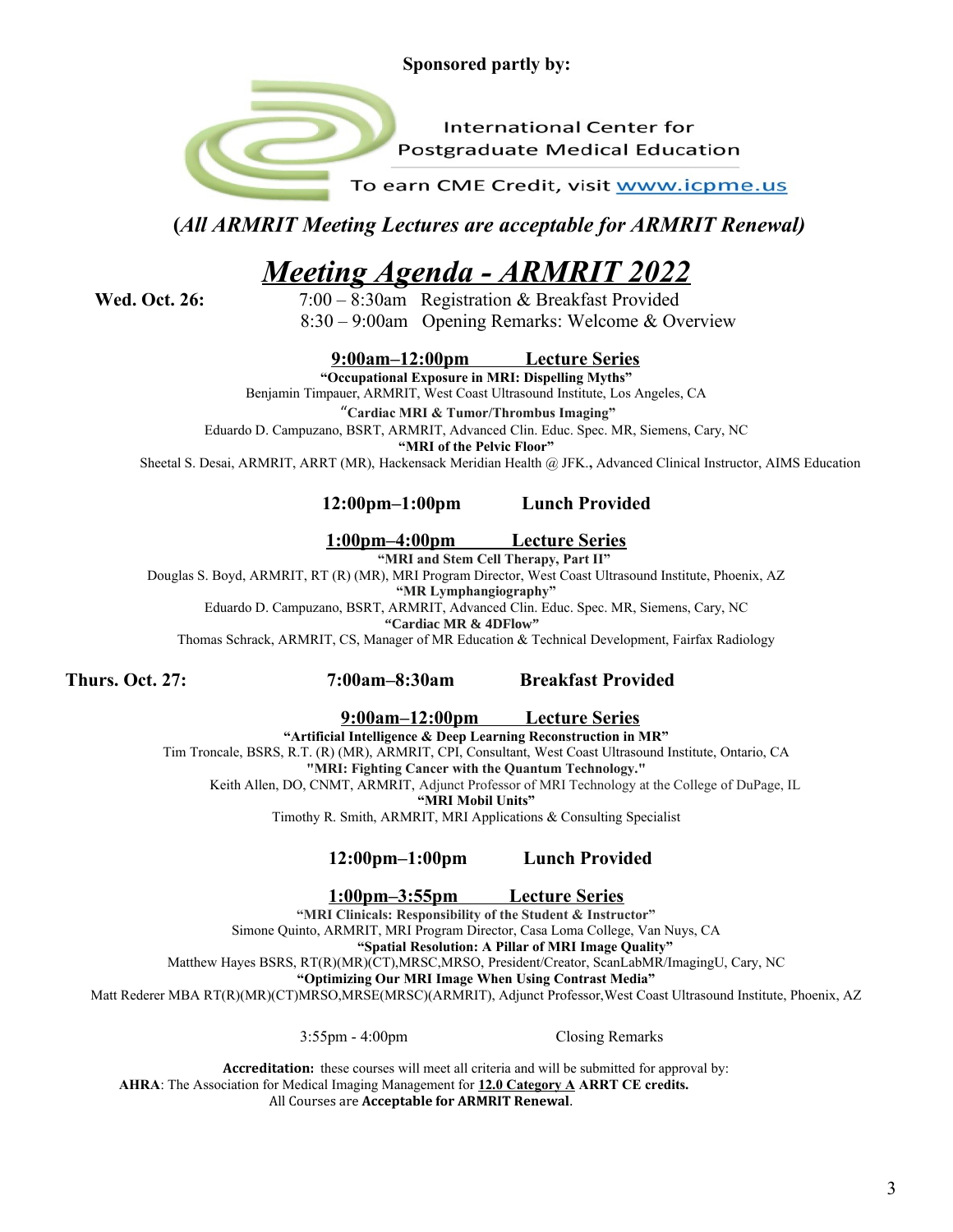**Sponsored partly by:**

International Center for Postgraduate Medical Education

To earn CME Credit, visit www.icpme.us

**(*All ARMRIT Meeting Lectures are acceptable for ARMRIT Renewal)***

# *Meeting Agenda - ARMRIT 2022*

**Wed. Oct. 26:**

7:00 – 8:30am Registration & Breakfast Provided

8:30 – 9:00am Opening Remarks: Welcome & Overview

**9:00am–12:00pm Lecture Series**

**"Occupational Exposure in MRI: Dispelling Myths"**
Benjamin Timpauer, ARMRIT, West Coast Ultrasound Institute, Los Angeles, CA

**"Cardiac MRI & Tumor/Thrombus Imaging"**
Eduardo D. Campuzano, BSRT, ARMRIT, Advanced Clin. Educ. Spec. MR, Siemens, Cary, NC

**"MRI of the Pelvic Floor"**
Sheetal S. Desai, ARMRIT, ARRT (MR), Hackensack Meridian Health @ JFK.**,** Advanced Clinical Instructor, AIMS Education

**12:00pm–1:00pm Lunch Provided**

**1:00pm–4:00pm Lecture Series**

**"MRI and Stem Cell Therapy, Part II"**
Douglas S. Boyd, ARMRIT, RT (R) (MR), MRI Program Director, West Coast Ultrasound Institute, Phoenix, AZ

**"MR Lymphangiography"**
Eduardo D. Campuzano, BSRT, ARMRIT, Advanced Clin. Educ. Spec. MR, Siemens, Cary, NC

**"Cardiac MR & 4DFlow"**
Thomas Schrack, ARMRIT, CS, Manager of MR Education & Technical Development, Fairfax Radiology

**Thurs. Oct. 27:**

**7:00am–8:30am Breakfast Provided**

**9:00am–12:00pm Lecture Series**

**"Artificial Intelligence & Deep Learning Reconstruction in MR"**
Tim Troncale, BSRS, R.T. (R) (MR), ARMRIT, CPI, Consultant, West Coast Ultrasound Institute, Ontario, CA

**"MRI: Fighting Cancer with the Quantum Technology."**
Keith Allen, DO, CNMT, ARMRIT, Adjunct Professor of MRI Technology at the College of DuPage, IL

**"MRI Mobil Units"**
Timothy R. Smith, ARMRIT, MRI Applications & Consulting Specialist

**12:00pm–1:00pm Lunch Provided**

**1:00pm–3:55pm Lecture Series**

**"MRI Clinicals: Responsibility of the Student & Instructor"**
Simone Quinto, ARMRIT, MRI Program Director, Casa Loma College, Van Nuys, CA

**"Spatial Resolution: A Pillar of MRI Image Quality"**
Matthew Hayes BSRS, RT(R)(MR)(CT),MRSC,MRSO, President/Creator, ScanLabMR/ImagingU, Cary, NC

**"Optimizing Our MRI Image When Using Contrast Media"**
Matt Rederer MBA RT(R)(MR)(CT)MRSO,MRSE(MRSC)(ARMRIT), Adjunct Professor,West Coast Ultrasound Institute, Phoenix, AZ

3:55pm - 4:00pm Closing Remarks

**Accreditation:** these courses will meet all criteria and will be submitted for approval by:
**AHRA**: The Association for Medical Imaging Management for **12.0 Category A ARRT CE credits.**
All Courses are **Acceptable for ARMRIT Renewal**.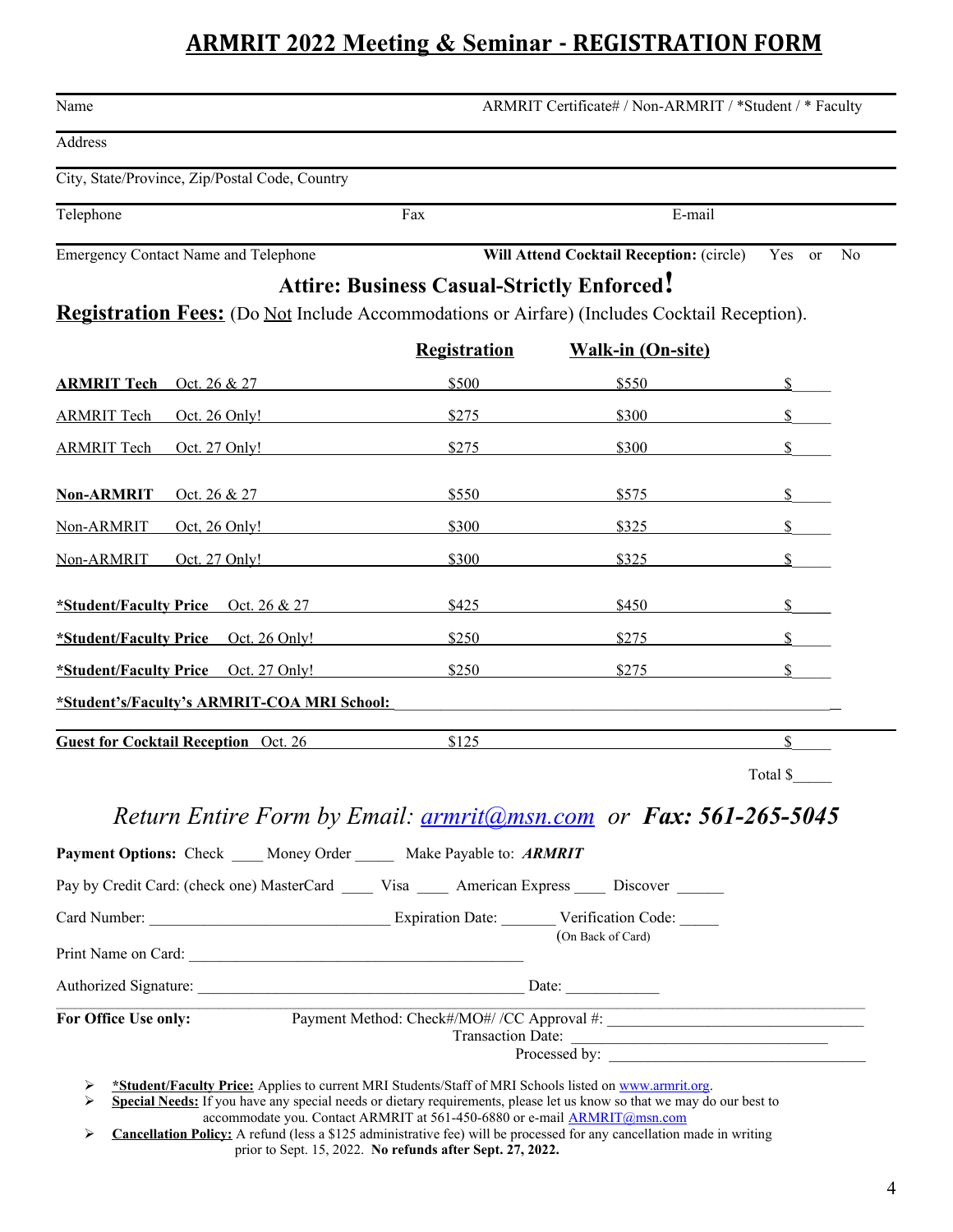# ARMRIT 2022 Meeting & Seminar - REGISTRATION FORM

Name ARMRIT Certificate# / Non-ARMRIT / *Student / * Faculty

Address

City, State/Province, Zip/Postal Code, Country

Telephone Fax E-mail

Emergency Contact Name and Telephone **Will Attend Cocktail Reception:** (circle) Yes or No

### Attire: Business Casual-Strictly Enforced!

**Registration Fees:** (Do Not Include Accommodations or Airfare) (Includes Cocktail Reception).

| | | Registration | Walk-in (On-site) | |
|---|---|---|---|---|
| **ARMRIT Tech** | Oct. 26 & 27 | $500 | $550 | $_____ |
| ARMRIT Tech | Oct. 26 Only! | $275 | $300 | $_____ |
| ARMRIT Tech | Oct. 27 Only! | $275 | $300 | $_____ |
| **Non-ARMRIT** | Oct. 26 & 27 | $550 | $575 | $_____ |
| Non-ARMRIT | Oct, 26 Only! | $300 | $325 | $_____ |
| Non-ARMRIT | Oct. 27 Only! | $300 | $325 | $_____ |
| ***Student/Faculty Price** | Oct. 26 & 27 | $425 | $450 | $_____ |
| ***Student/Faculty Price** | Oct. 26 Only! | $250 | $275 | $_____ |
| ***Student/Faculty Price** | Oct. 27 Only! | $250 | $275 | $_____ |
| ***Student's/Faculty's ARMRIT-COA MRI School:** | | | | |
| **Guest for Cocktail Reception** | Oct. 26 | $125 | | $_____ |
| | | | | Total $_____ |

*Return Entire Form by Email: armrit@msn.com or* ***Fax: 561-265-5045***

**Payment Options:** Check ____ Money Order _____ Make Payable to: ***ARMRIT***

Pay by Credit Card: (check one) MasterCard ____ Visa ____ American Express ____ Discover ______

Card Number: ______________________________ Expiration Date: _______ Verification Code: _____ (On Back of Card)

Print Name on Card: ____________________________________________

Authorized Signature: __________________________________________ Date: ____________

**For Office Use only:** Payment Method: Check#/MO#/ /CC Approval #: ________________________________
Transaction Date: ______________________________
Processed by: ________________________________

- ***Student/Faculty Price:** Applies to current MRI Students/Staff of MRI Schools listed on www.armrit.org.
- **Special Needs:** If you have any special needs or dietary requirements, please let us know so that we may do our best to accommodate you. Contact ARMRIT at 561-450-6880 or e-mail ARMRIT@msn.com
- **Cancellation Policy:** A refund (less a $125 administrative fee) will be processed for any cancellation made in writing prior to Sept. 15, 2022. **No refunds after Sept. 27, 2022.**